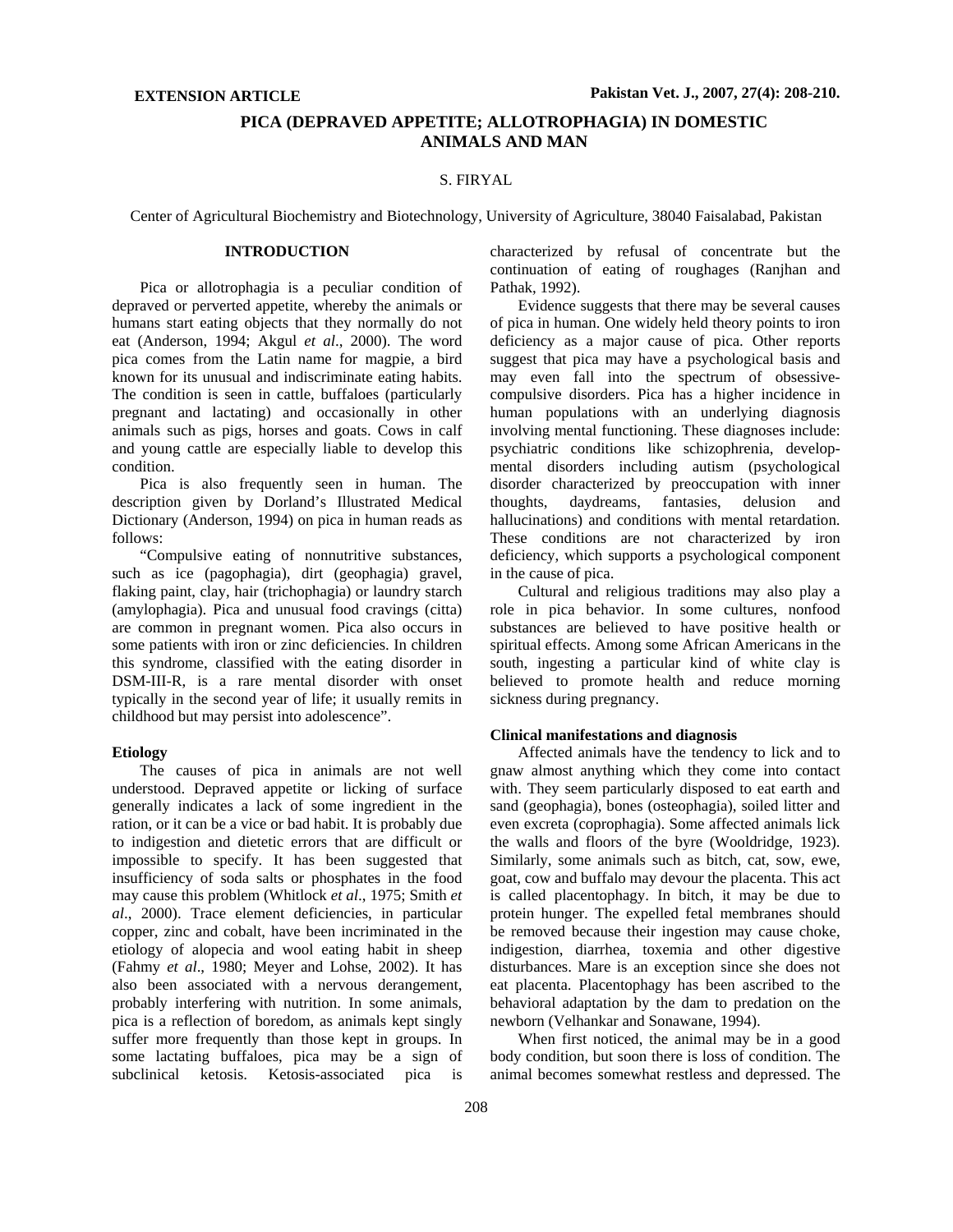EXTENSION ARTICLE

# PICA (DEPRAVED APPETITE; ALLOTROPHAGIA) IN DOMESTIC ANIMALS AND MAN

S. FIRYAL

Center of Agricultural Biochemistry and Biotechnology, University of Agriculture, 38040 Faisalabad, Pakistan

## INTRODUCTION

Pica or allotrophagia is a peculiar condition of depraved or perverted appetite, whereby the animals or humans start eating objects that they normally do not eat (Anderson, 1994; Akgul *et al*., 2000). The word pica comes from the Latin name for magpie, a bird known for its unusual and indiscriminate eating habits. The condition is seen in cattle, buffaloes (particularly pregnant and lactating) and occasionally in other animals such as pigs, horses and goats. Cows in calf and young cattle are especially liable to develop this condition.

Pica is also frequently seen in human. The description given by Dorland's Illustrated Medical Dictionary (Anderson, 1994) on pica in human reads as follows:

"Compulsive eating of nonnutritive substances, such as ice (pagophagia), dirt (geophagia) gravel, flaking paint, clay, hair (trichophagia) or laundry starch (amylophagia). Pica and unusual food cravings (citta) are common in pregnant women. Pica also occurs in some patients with iron or zinc deficiencies. In children this syndrome, classified with the eating disorder in DSM-III-R, is a rare mental disorder with onset typically in the second year of life; it usually remits in childhood but may persist into adolescence".

### Etiology

The causes of pica in animals are not well understood. Depraved appetite or licking of surface generally indicates a lack of some ingredient in the ration, or it can be a vice or bad habit. It is probably due to indigestion and dietetic errors that are difficult or impossible to specify. It has been suggested that insufficiency of soda salts or phosphates in the food may cause this problem (Whitlock *et al*., 1975; Smith *et al*., 2000). Trace element deficiencies, in particular copper, zinc and cobalt, have been incriminated in the etiology of alopecia and wool eating habit in sheep (Fahmy *et al*., 1980; Meyer and Lohse, 2002). It has also been associated with a nervous derangement, probably interfering with nutrition. In some animals, pica is a reflection of boredom, as animals kept singly suffer more frequently than those kept in groups. In some lactating buffaloes, pica may be a sign of subclinical ketosis. Ketosis-associated pica is characterized by refusal of concentrate but the continuation of eating of roughages (Ranjhan and Pathak, 1992).

Evidence suggests that there may be several causes of pica in human. One widely held theory points to iron deficiency as a major cause of pica. Other reports suggest that pica may have a psychological basis and may even fall into the spectrum of obsessive-compulsive disorders. Pica has a higher incidence in human populations with an underlying diagnosis involving mental functioning. These diagnoses include: psychiatric conditions like schizophrenia, developmental disorders including autism (psychological disorder characterized by preoccupation with inner thoughts, daydreams, fantasies, delusion and hallucinations) and conditions with mental retardation. These conditions are not characterized by iron deficiency, which supports a psychological component in the cause of pica.

Cultural and religious traditions may also play a role in pica behavior. In some cultures, nonfood substances are believed to have positive health or spiritual effects. Among some African Americans in the south, ingesting a particular kind of white clay is believed to promote health and reduce morning sickness during pregnancy.

### Clinical manifestations and diagnosis

Affected animals have the tendency to lick and to gnaw almost anything which they come into contact with. They seem particularly disposed to eat earth and sand (geophagia), bones (osteophagia), soiled litter and even excreta (coprophagia). Some affected animals lick the walls and floors of the byre (Wooldridge, 1923). Similarly, some animals such as bitch, cat, sow, ewe, goat, cow and buffalo may devour the placenta. This act is called placentophagy. In bitch, it may be due to protein hunger. The expelled fetal membranes should be removed since their ingestion may cause choke, indigestion, diarrhea, toxemia and other digestive disturbances. Mare is an exception since she does not eat placenta. Placentophagy has been ascribed to the behavioral adaptation by the dam to predation on the newborn (Velhankar and Sonawane, 1994).

When first noticed, the animal may be in a good body condition, but soon there is loss of condition. The animal becomes somewhat restless and depressed. The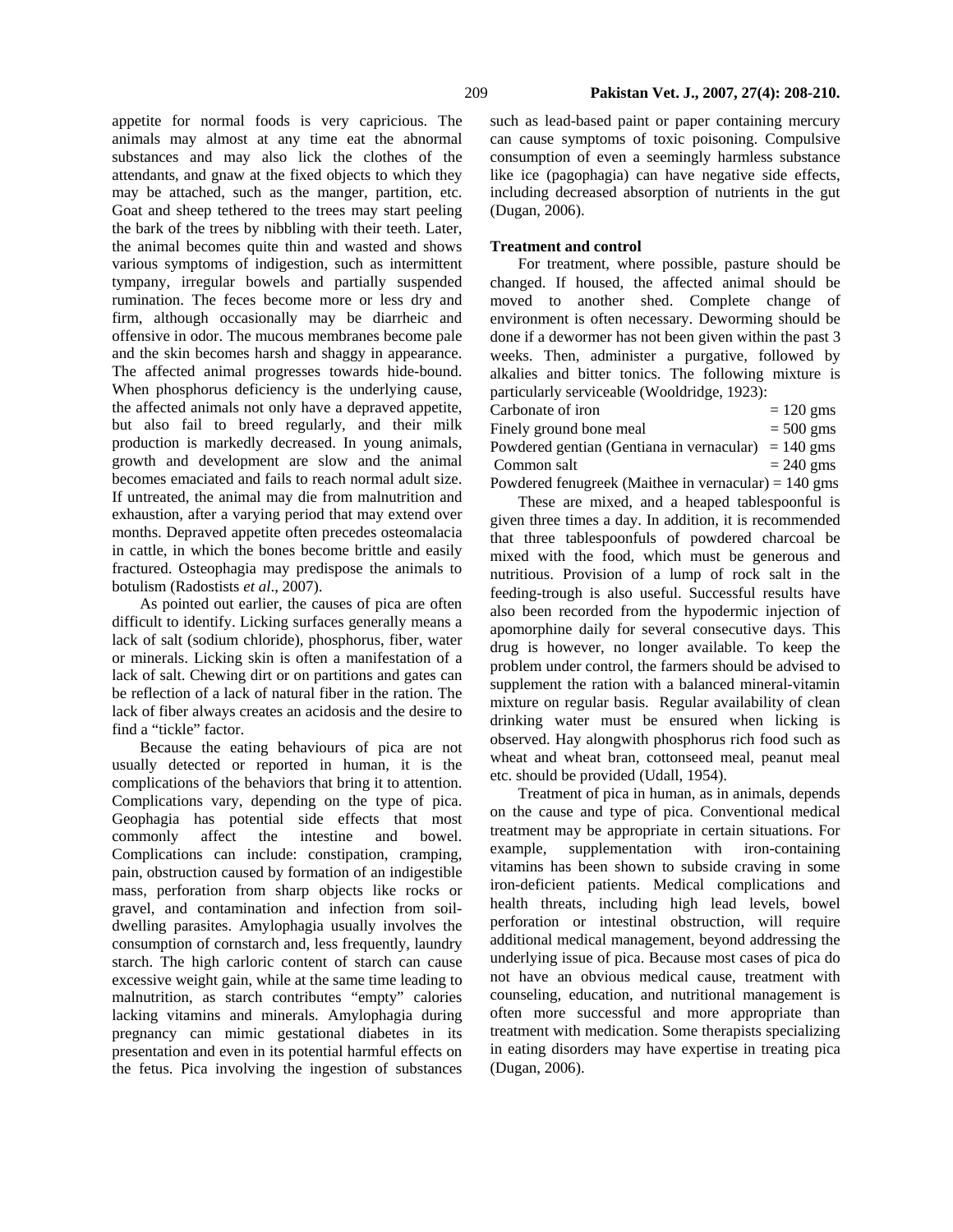appetite for normal foods is very capricious. The animals may almost at any time eat the abnormal substances and may also lick the clothes of the attendants, and gnaw at the fixed objects to which they may be attached, such as the manger, partition, etc. Goat and sheep tethered to the trees may start peeling the bark of the trees by nibbling with their teeth. Later, the animal becomes quite thin and wasted and shows various symptoms of indigestion, such as intermittent tympany, irregular bowels and partially suspended rumination. The feces become more or less dry and firm, although occasionally may be diarrheic and offensive in odor. The mucous membranes become pale and the skin becomes harsh and shaggy in appearance. The affected animal progresses towards hide-bound. When phosphorus deficiency is the underlying cause, the affected animals not only have a depraved appetite, but also fail to breed regularly, and their milk production is markedly decreased. In young animals, growth and development are slow and the animal becomes emaciated and fails to reach normal adult size. If untreated, the animal may die from malnutrition and exhaustion, after a varying period that may extend over months. Depraved appetite often precedes osteomalacia in cattle, in which the bones become brittle and easily fractured. Osteophagia may predispose the animals to botulism (Radostists *et al*., 2007).

As pointed out earlier, the causes of pica are often difficult to identify. Licking surfaces generally means a lack of salt (sodium chloride), phosphorus, fiber, water or minerals. Licking skin is often a manifestation of a lack of salt. Chewing dirt or on partitions and gates can be reflection of a lack of natural fiber in the ration. The lack of fiber always creates an acidosis and the desire to find a "tickle" factor.

Because the eating behaviours of pica are not usually detected or reported in human, it is the complications of the behaviors that bring it to attention. Complications vary, depending on the type of pica. Geophagia has potential side effects that most commonly affect the intestine and bowel. Complications can include: constipation, cramping, pain, obstruction caused by formation of an indigestible mass, perforation from sharp objects like rocks or gravel, and contamination and infection from soil-dwelling parasites. Amylophagia usually involves the consumption of cornstarch and, less frequently, laundry starch. The high carloric content of starch can cause excessive weight gain, while at the same time leading to malnutrition, as starch contributes "empty" calories lacking vitamins and minerals. Amylophagia during pregnancy can mimic gestational diabetes in its presentation and even in its potential harmful effects on the fetus. Pica involving the ingestion of substances such as lead-based paint or paper containing mercury can cause symptoms of toxic poisoning. Compulsive consumption of even a seemingly harmless substance like ice (pagophagia) can have negative side effects, including decreased absorption of nutrients in the gut (Dugan, 2006).

**Treatment and control**

For treatment, where possible, pasture should be changed. If housed, the affected animal should be moved to another shed. Complete change of environment is often necessary. Deworming should be done if a dewormer has not been given within the past 3 weeks. Then, administer a purgative, followed by alkalies and bitter tonics. The following mixture is particularly serviceable (Wooldridge, 1923):

Carbonate of iron = 120 gms
Finely ground bone meal = 500 gms
Powdered gentian (Gentiana in vernacular) = 140 gms
Common salt = 240 gms
Powdered fenugreek (Maithee in vernacular) = 140 gms

These are mixed, and a heaped tablespoonful is given three times a day. In addition, it is recommended that three tablespoonfuls of powdered charcoal be mixed with the food, which must be generous and nutritious. Provision of a lump of rock salt in the feeding-trough is also useful. Successful results have also been recorded from the hypodermic injection of apomorphine daily for several consecutive days. This drug is however, no longer available. To keep the problem under control, the farmers should be advised to supplement the ration with a balanced mineral-vitamin mixture on regular basis. Regular availability of clean drinking water must be ensured when licking is observed. Hay alongwith phosphorus rich food such as wheat and wheat bran, cottonseed meal, peanut meal etc. should be provided (Udall, 1954).

Treatment of pica in human, as in animals, depends on the cause and type of pica. Conventional medical treatment may be appropriate in certain situations. For example, supplementation with iron-containing vitamins has been shown to subside craving in some iron-deficient patients. Medical complications and health threats, including high lead levels, bowel perforation or intestinal obstruction, will require additional medical management, beyond addressing the underlying issue of pica. Because most cases of pica do not have an obvious medical cause, treatment with counseling, education, and nutritional management is often more successful and more appropriate than treatment with medication. Some therapists specializing in eating disorders may have expertise in treating pica (Dugan, 2006).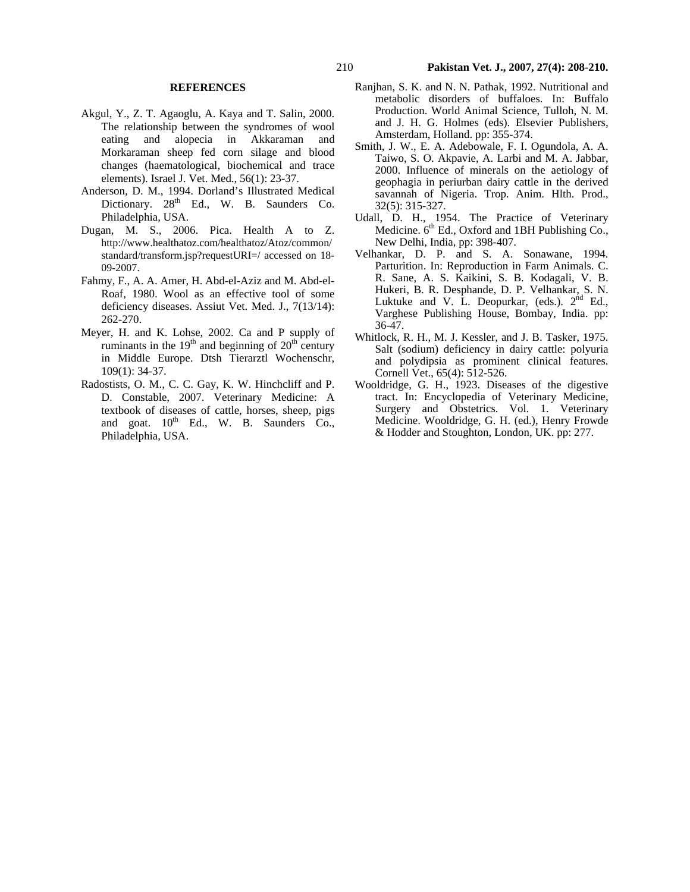## REFERENCES

Akgul, Y., Z. T. Agaoglu, A. Kaya and T. Salin, 2000. The relationship between the syndromes of wool eating and alopecia in Akkaraman and Morkaraman sheep fed corn silage and blood changes (haematological, biochemical and trace elements). Israel J. Vet. Med., 56(1): 23-37.

Anderson, D. M., 1994. Dorland's Illustrated Medical Dictionary. 28th Ed., W. B. Saunders Co. Philadelphia, USA.

Dugan, M. S., 2006. Pica. Health A to Z. http://www.healthatoz.com/healthatoz/Atoz/common/standard/transform.jsp?requestURI=/ accessed on 18-09-2007.

Fahmy, F., A. A. Amer, H. Abd-el-Aziz and M. Abd-el-Roaf, 1980. Wool as an effective tool of some deficiency diseases. Assiut Vet. Med. J., 7(13/14): 262-270.

Meyer, H. and K. Lohse, 2002. Ca and P supply of ruminants in the 19th and beginning of 20th century in Middle Europe. Dtsh Tierarztl Wochenschr, 109(1): 34-37.

Radostists, O. M., C. C. Gay, K. W. Hinchcliff and P. D. Constable, 2007. Veterinary Medicine: A textbook of diseases of cattle, horses, sheep, pigs and goat. 10th Ed., W. B. Saunders Co., Philadelphia, USA.

Ranjhan, S. K. and N. N. Pathak, 1992. Nutritional and metabolic disorders of buffaloes. In: Buffalo Production. World Animal Science, Tulloh, N. M. and J. H. G. Holmes (eds). Elsevier Publishers, Amsterdam, Holland. pp: 355-374.

Smith, J. W., E. A. Adebowale, F. I. Ogundola, A. A. Taiwo, S. O. Akpavie, A. Larbi and M. A. Jabbar, 2000. Influence of minerals on the aetiology of geophagia in periurban dairy cattle in the derived savannah of Nigeria. Trop. Anim. Hlth. Prod., 32(5): 315-327.

Udall, D. H., 1954. The Practice of Veterinary Medicine. 6th Ed., Oxford and 1BH Publishing Co., New Delhi, India, pp: 398-407.

Velhankar, D. P. and S. A. Sonawane, 1994. Parturition. In: Reproduction in Farm Animals. C. R. Sane, A. S. Kaikini, S. B. Kodagali, V. B. Hukeri, B. R. Desphande, D. P. Velhankar, S. N. Luktuke and V. L. Deopurkar, (eds.). 2nd Ed., Varghese Publishing House, Bombay, India. pp: 36-47.

Whitlock, R. H., M. J. Kessler, and J. B. Tasker, 1975. Salt (sodium) deficiency in dairy cattle: polyuria and polydipsia as prominent clinical features. Cornell Vet., 65(4): 512-526.

Wooldridge, G. H., 1923. Diseases of the digestive tract. In: Encyclopedia of Veterinary Medicine, Surgery and Obstetrics. Vol. 1. Veterinary Medicine. Wooldridge, G. H. (ed.), Henry Frowde & Hodder and Stoughton, London, UK. pp: 277.